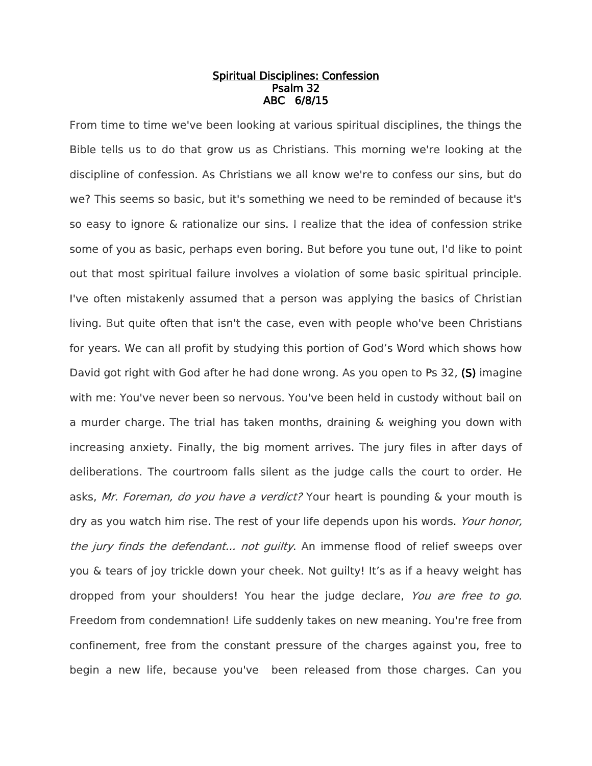**Spiritual Disciplines: Confession**
**Psalm 32**
**ABC 6/8/15**

From time to time we've been looking at various spiritual disciplines, the things the Bible tells us to do that grow us as Christians. This morning we're looking at the discipline of confession. As Christians we all know we're to confess our sins, but do we? This seems so basic, but it's something we need to be reminded of because it's so easy to ignore & rationalize our sins. I realize that the idea of confession strike some of you as basic, perhaps even boring. But before you tune out, I'd like to point out that most spiritual failure involves a violation of some basic spiritual principle. I've often mistakenly assumed that a person was applying the basics of Christian living. But quite often that isn't the case, even with people who've been Christians for years. We can all profit by studying this portion of God's Word which shows how David got right with God after he had done wrong. As you open to Ps 32, (S) imagine with me: You've never been so nervous. You've been held in custody without bail on a murder charge. The trial has taken months, draining & weighing you down with increasing anxiety. Finally, the big moment arrives. The jury files in after days of deliberations. The courtroom falls silent as the judge calls the court to order. He asks, *Mr. Foreman, do you have a verdict?* Your heart is pounding & your mouth is dry as you watch him rise. The rest of your life depends upon his words. *Your honor, the jury finds the defendant... not guilty*. An immense flood of relief sweeps over you & tears of joy trickle down your cheek. Not guilty! It's as if a heavy weight has dropped from your shoulders! You hear the judge declare, *You are free to go*. Freedom from condemnation! Life suddenly takes on new meaning. You're free from confinement, free from the constant pressure of the charges against you, free to begin a new life, because you've been released from those charges. Can you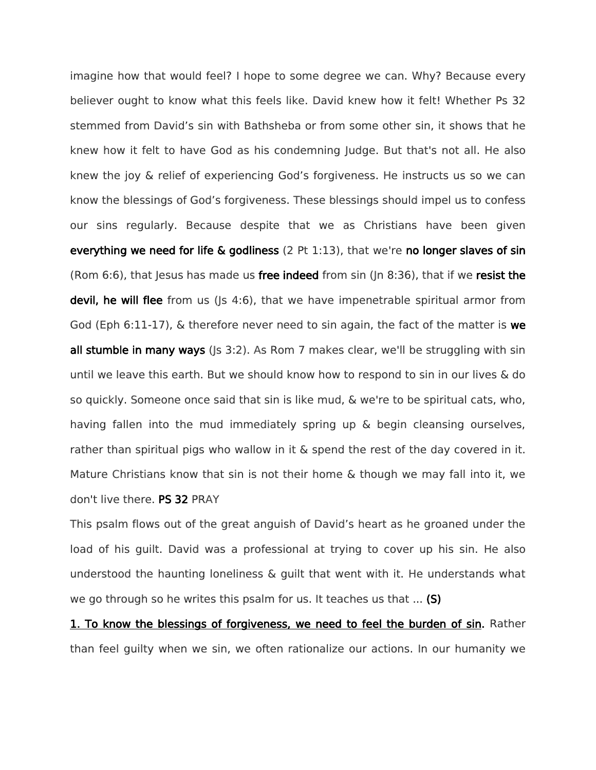imagine how that would feel? I hope to some degree we can. Why? Because every believer ought to know what this feels like. David knew how it felt! Whether Ps 32 stemmed from David's sin with Bathsheba or from some other sin, it shows that he knew how it felt to have God as his condemning Judge. But that's not all. He also knew the joy & relief of experiencing God's forgiveness. He instructs us so we can know the blessings of God's forgiveness. These blessings should impel us to confess our sins regularly. Because despite that we as Christians have been given **everything we need for life & godliness** (2 Pt 1:13), that we're **no longer slaves of sin** (Rom 6:6), that Jesus has made us **free indeed** from sin (Jn 8:36), that if we **resist the devil, he will flee** from us (Js 4:6), that we have impenetrable spiritual armor from God (Eph 6:11-17), & therefore never need to sin again, the fact of the matter is **we all stumble in many ways** (Js 3:2). As Rom 7 makes clear, we'll be struggling with sin until we leave this earth. But we should know how to respond to sin in our lives & do so quickly. Someone once said that sin is like mud, & we're to be spiritual cats, who, having fallen into the mud immediately spring up & begin cleansing ourselves, rather than spiritual pigs who wallow in it & spend the rest of the day covered in it. Mature Christians know that sin is not their home & though we may fall into it, we don't live there. **PS 32** PRAY

This psalm flows out of the great anguish of David's heart as he groaned under the load of his guilt. David was a professional at trying to cover up his sin. He also understood the haunting loneliness & guilt that went with it. He understands what we go through so he writes this psalm for us. It teaches us that ... **(S)**

<u>1. To know the blessings of forgiveness, we need to feel the burden of sin</u>**.** Rather than feel guilty when we sin, we often rationalize our actions. In our humanity we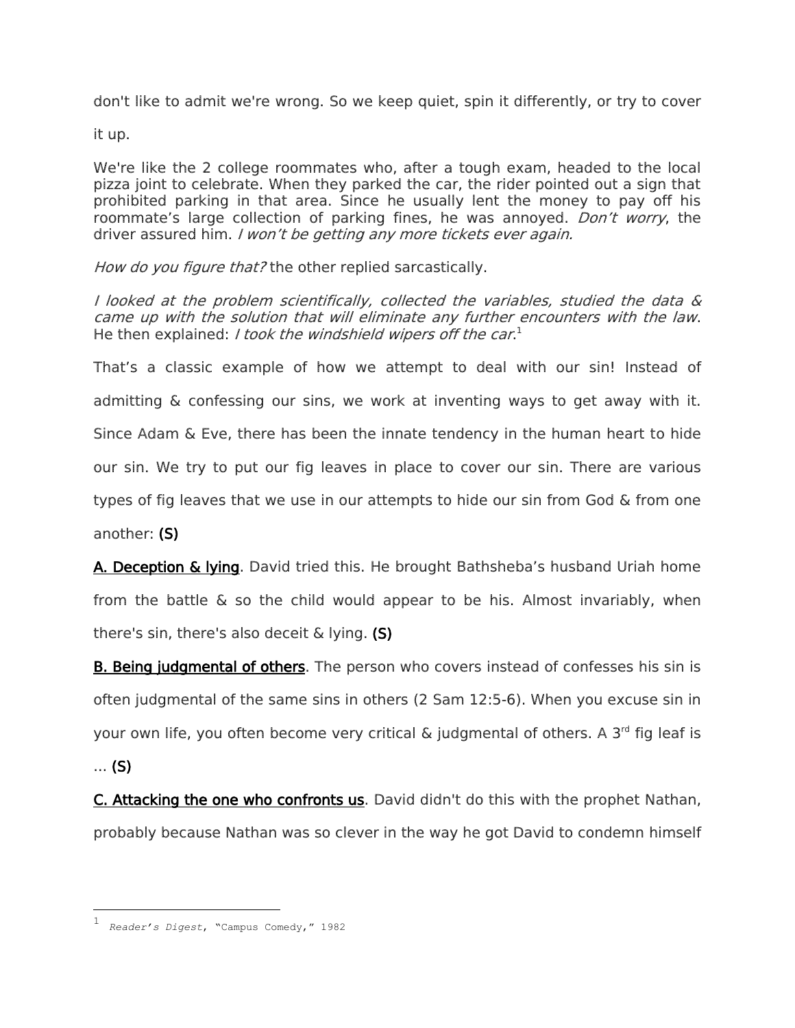don't like to admit we're wrong. So we keep quiet, spin it differently, or try to cover it up.

We're like the 2 college roommates who, after a tough exam, headed to the local pizza joint to celebrate. When they parked the car, the rider pointed out a sign that prohibited parking in that area. Since he usually lent the money to pay off his roommate's large collection of parking fines, he was annoyed. *Don't worry*, the driver assured him. *I won't be getting any more tickets ever again.*

*How do you figure that?* the other replied sarcastically.

*I looked at the problem scientifically, collected the variables, studied the data & came up with the solution that will eliminate any further encounters with the law.* He then explained: *I took the windshield wipers off the car.*[1]

That's a classic example of how we attempt to deal with our sin! Instead of admitting & confessing our sins, we work at inventing ways to get away with it. Since Adam & Eve, there has been the innate tendency in the human heart to hide our sin. We try to put our fig leaves in place to cover our sin. There are various types of fig leaves that we use in our attempts to hide our sin from God & from one another: **(S)**

**A. Deception & lying**. David tried this. He brought Bathsheba's husband Uriah home from the battle & so the child would appear to be his. Almost invariably, when there's sin, there's also deceit & lying. **(S)**

**B. Being judgmental of others**. The person who covers instead of confesses his sin is often judgmental of the same sins in others (2 Sam 12:5-6). When you excuse sin in your own life, you often become very critical & judgmental of others. A 3rd fig leaf is ... **(S)**

**C. Attacking the one who confronts us**. David didn't do this with the prophet Nathan, probably because Nathan was so clever in the way he got David to condemn himself

---

[1] *Reader's Digest*, "Campus Comedy," 1982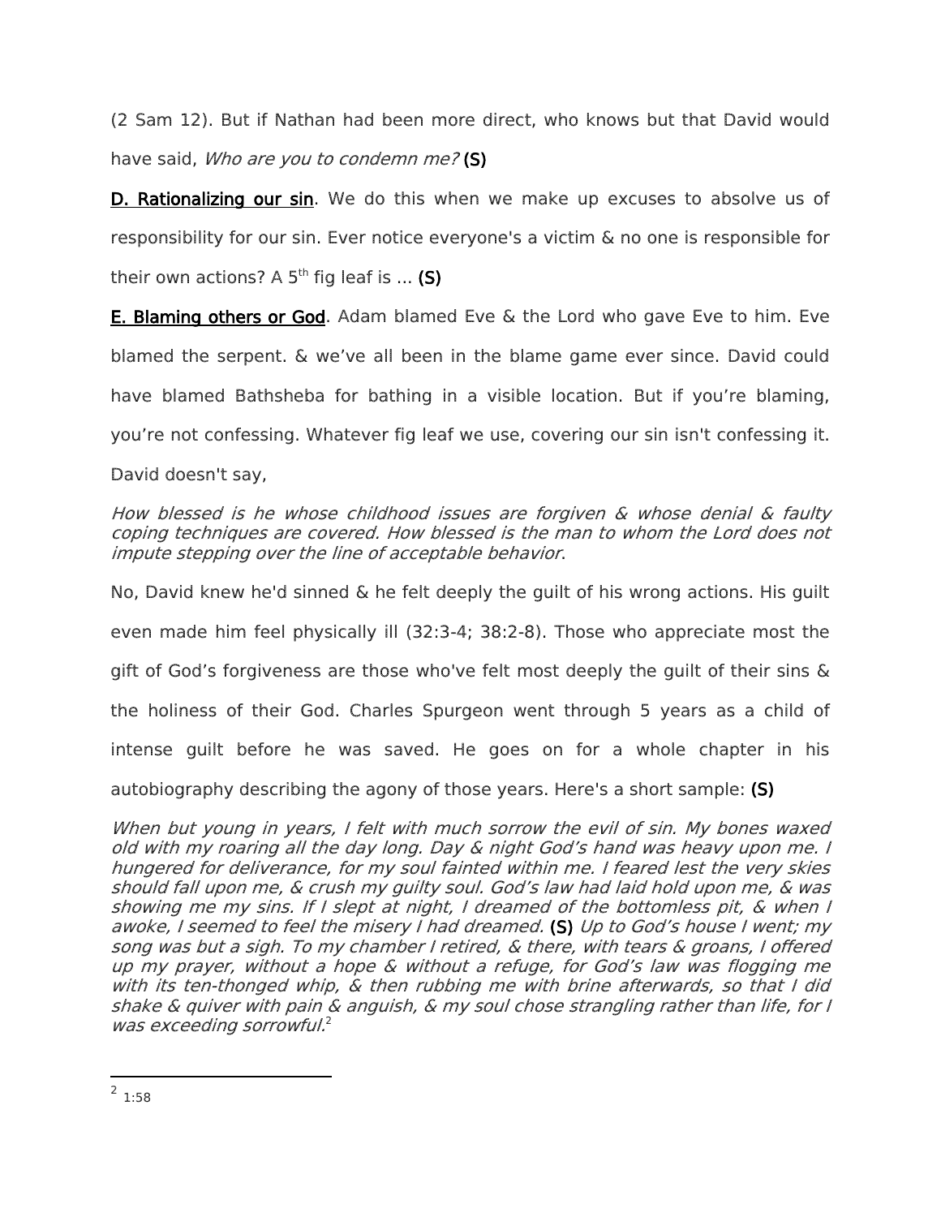(2 Sam 12). But if Nathan had been more direct, who knows but that David would have said, *Who are you to condemn me?* **(S)**

**D. Rationalizing our sin**. We do this when we make up excuses to absolve us of responsibility for our sin. Ever notice everyone's a victim & no one is responsible for their own actions? A 5th fig leaf is ... **(S)**

**E. Blaming others or God**. Adam blamed Eve & the Lord who gave Eve to him. Eve blamed the serpent. & we've all been in the blame game ever since. David could have blamed Bathsheba for bathing in a visible location. But if you're blaming, you're not confessing. Whatever fig leaf we use, covering our sin isn't confessing it. David doesn't say,

*How blessed is he whose childhood issues are forgiven & whose denial & faulty coping techniques are covered. How blessed is the man to whom the Lord does not impute stepping over the line of acceptable behavior*.

No, David knew he'd sinned & he felt deeply the guilt of his wrong actions. His guilt even made him feel physically ill (32:3-4; 38:2-8). Those who appreciate most the gift of God's forgiveness are those who've felt most deeply the guilt of their sins & the holiness of their God. Charles Spurgeon went through 5 years as a child of intense guilt before he was saved. He goes on for a whole chapter in his autobiography describing the agony of those years. Here's a short sample: **(S)**

*When but young in years, I felt with much sorrow the evil of sin. My bones waxed old with my roaring all the day long. Day & night God's hand was heavy upon me. I hungered for deliverance, for my soul fainted within me. I feared lest the very skies should fall upon me, & crush my guilty soul. God's law had laid hold upon me, & was showing me my sins. If I slept at night, I dreamed of the bottomless pit, & when I awoke, I seemed to feel the misery I had dreamed.* **(S)** *Up to God's house I went; my song was but a sigh. To my chamber I retired, & there, with tears & groans, I offered up my prayer, without a hope & without a refuge, for God's law was flogging me with its ten-thonged whip, & then rubbing me with brine afterwards, so that I did shake & quiver with pain & anguish, & my soul chose strangling rather than life, for I was exceeding sorrowful.*[2]

---

[2] 1:58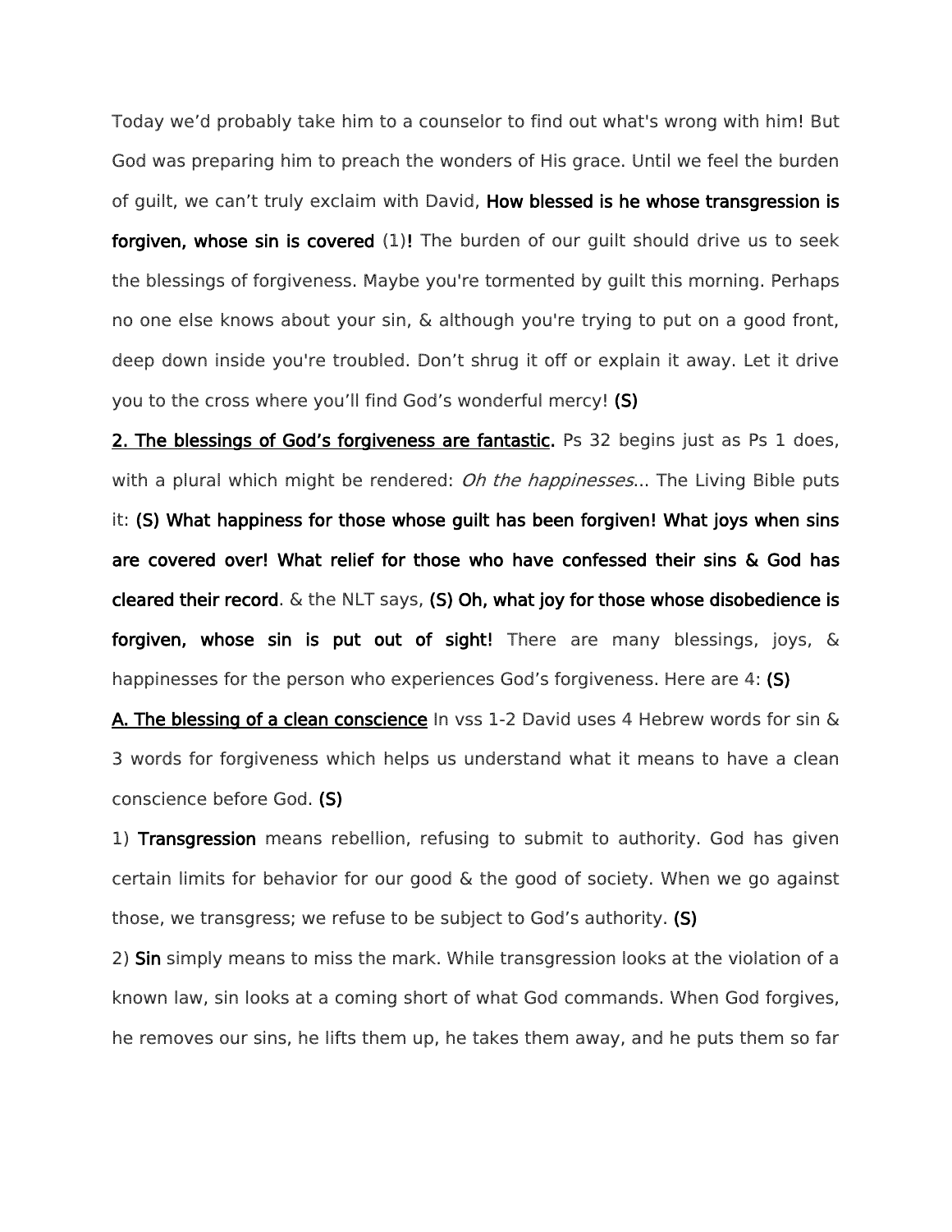Today we'd probably take him to a counselor to find out what's wrong with him! But God was preparing him to preach the wonders of His grace. Until we feel the burden of guilt, we can't truly exclaim with David, **How blessed is he whose transgression is forgiven, whose sin is covered** (1)**!** The burden of our guilt should drive us to seek the blessings of forgiveness. Maybe you're tormented by guilt this morning. Perhaps no one else knows about your sin, & although you're trying to put on a good front, deep down inside you're troubled. Don't shrug it off or explain it away. Let it drive you to the cross where you'll find God's wonderful mercy! **(S)**

<u>**2. The blessings of God's forgiveness are fantastic**</u>**.** Ps 32 begins just as Ps 1 does, with a plural which might be rendered: *Oh the happinesses*... The Living Bible puts it: **(S) What happiness for those whose guilt has been forgiven! What joys when sins are covered over! What relief for those who have confessed their sins & God has cleared their record**. & the NLT says, **(S) Oh, what joy for those whose disobedience is forgiven, whose sin is put out of sight!** There are many blessings, joys, & happinesses for the person who experiences God's forgiveness. Here are 4: **(S)**

<u>**A. The blessing of a clean conscience**</u> In vss 1-2 David uses 4 Hebrew words for sin & 3 words for forgiveness which helps us understand what it means to have a clean conscience before God. **(S)**

1) **Transgression** means rebellion, refusing to submit to authority. God has given certain limits for behavior for our good & the good of society. When we go against those, we transgress; we refuse to be subject to God's authority. **(S)**

2) **Sin** simply means to miss the mark. While transgression looks at the violation of a known law, sin looks at a coming short of what God commands. When God forgives, he removes our sins, he lifts them up, he takes them away, and he puts them so far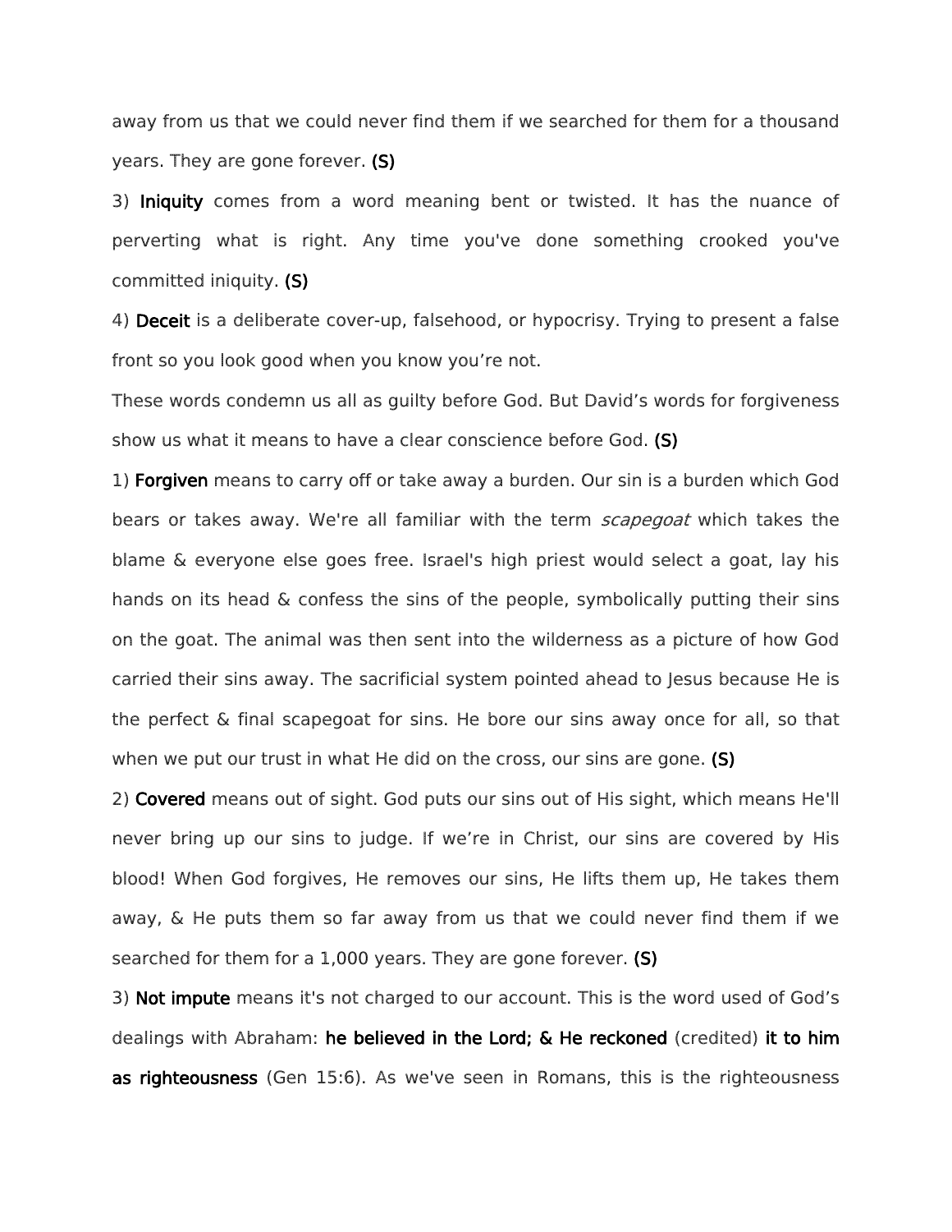away from us that we could never find them if we searched for them for a thousand years. They are gone forever. **(S)**

3) **Iniquity** comes from a word meaning bent or twisted. It has the nuance of perverting what is right. Any time you've done something crooked you've committed iniquity. **(S)**

4) **Deceit** is a deliberate cover-up, falsehood, or hypocrisy. Trying to present a false front so you look good when you know you're not.

These words condemn us all as guilty before God. But David's words for forgiveness show us what it means to have a clear conscience before God. **(S)**

1) **Forgiven** means to carry off or take away a burden. Our sin is a burden which God bears or takes away. We're all familiar with the term *scapegoat* which takes the blame & everyone else goes free. Israel's high priest would select a goat, lay his hands on its head & confess the sins of the people, symbolically putting their sins on the goat. The animal was then sent into the wilderness as a picture of how God carried their sins away. The sacrificial system pointed ahead to Jesus because He is the perfect & final scapegoat for sins. He bore our sins away once for all, so that when we put our trust in what He did on the cross, our sins are gone. **(S)**

2) **Covered** means out of sight. God puts our sins out of His sight, which means He'll never bring up our sins to judge. If we're in Christ, our sins are covered by His blood! When God forgives, He removes our sins, He lifts them up, He takes them away, & He puts them so far away from us that we could never find them if we searched for them for a 1,000 years. They are gone forever. **(S)**

3) **Not impute** means it's not charged to our account. This is the word used of God's dealings with Abraham: **he believed in the Lord; & He reckoned** (credited) **it to him as righteousness** (Gen 15:6). As we've seen in Romans, this is the righteousness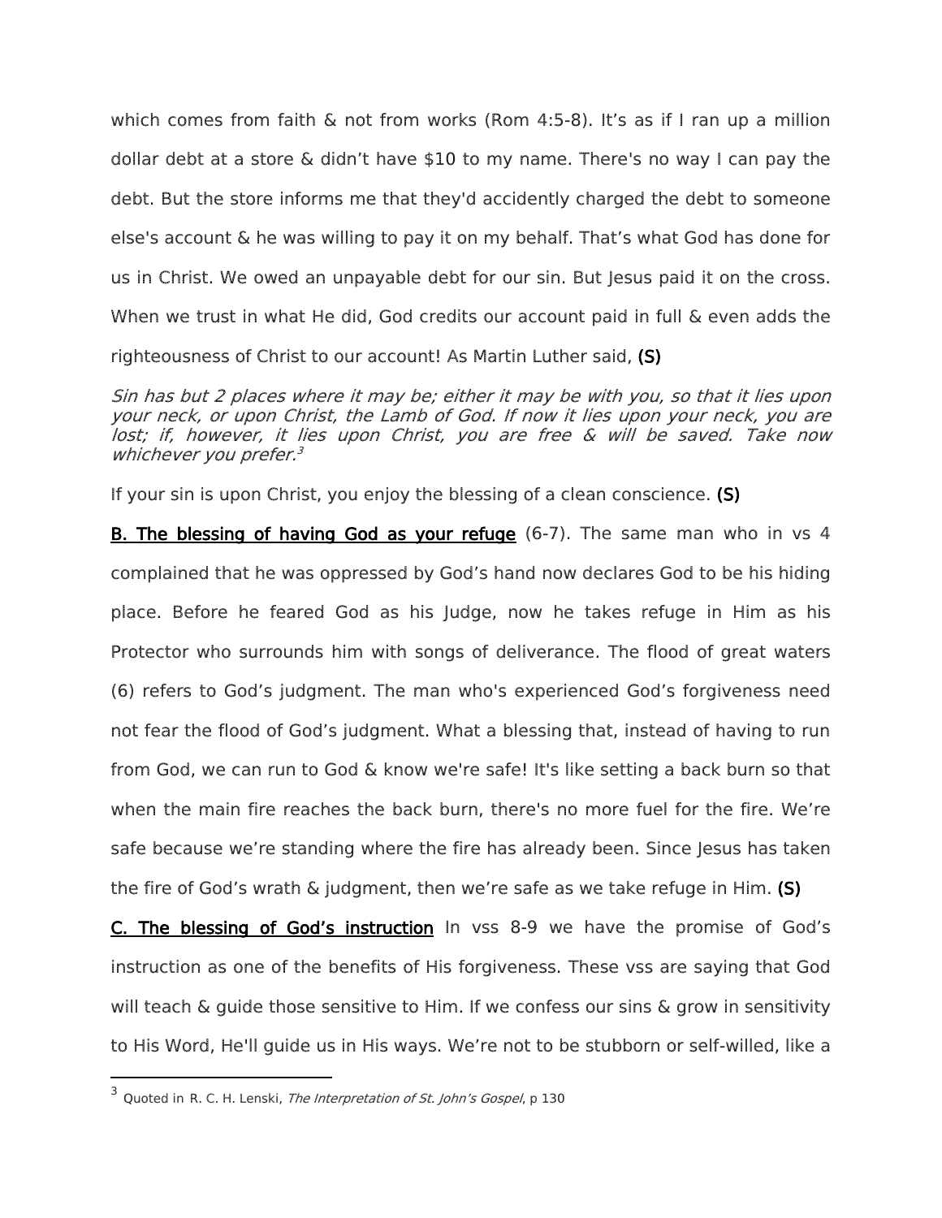which comes from faith & not from works (Rom 4:5-8). It's as if I ran up a million dollar debt at a store & didn't have $10 to my name. There's no way I can pay the debt. But the store informs me that they'd accidently charged the debt to someone else's account & he was willing to pay it on my behalf. That's what God has done for us in Christ. We owed an unpayable debt for our sin. But Jesus paid it on the cross. When we trust in what He did, God credits our account paid in full & even adds the righteousness of Christ to our account! As Martin Luther said, **(S)**

*Sin has but 2 places where it may be; either it may be with you, so that it lies upon your neck, or upon Christ, the Lamb of God. If now it lies upon your neck, you are lost; if, however, it lies upon Christ, you are free & will be saved. Take now whichever you prefer.*[3]

If your sin is upon Christ, you enjoy the blessing of a clean conscience. **(S)**

**B. The blessing of having God as your refuge** (6-7). The same man who in vs 4 complained that he was oppressed by God's hand now declares God to be his hiding place. Before he feared God as his Judge, now he takes refuge in Him as his Protector who surrounds him with songs of deliverance. The flood of great waters (6) refers to God's judgment. The man who's experienced God's forgiveness need not fear the flood of God's judgment. What a blessing that, instead of having to run from God, we can run to God & know we're safe! It's like setting a back burn so that when the main fire reaches the back burn, there's no more fuel for the fire. We're safe because we're standing where the fire has already been. Since Jesus has taken the fire of God's wrath & judgment, then we're safe as we take refuge in Him. **(S)**

**C. The blessing of God's instruction** In vss 8-9 we have the promise of God's instruction as one of the benefits of His forgiveness. These vss are saying that God will teach & guide those sensitive to Him. If we confess our sins & grow in sensitivity to His Word, He'll guide us in His ways. We're not to be stubborn or self-willed, like a

---

[3] Quoted in R. C. H. Lenski, *The Interpretation of St. John's Gospel*, p 130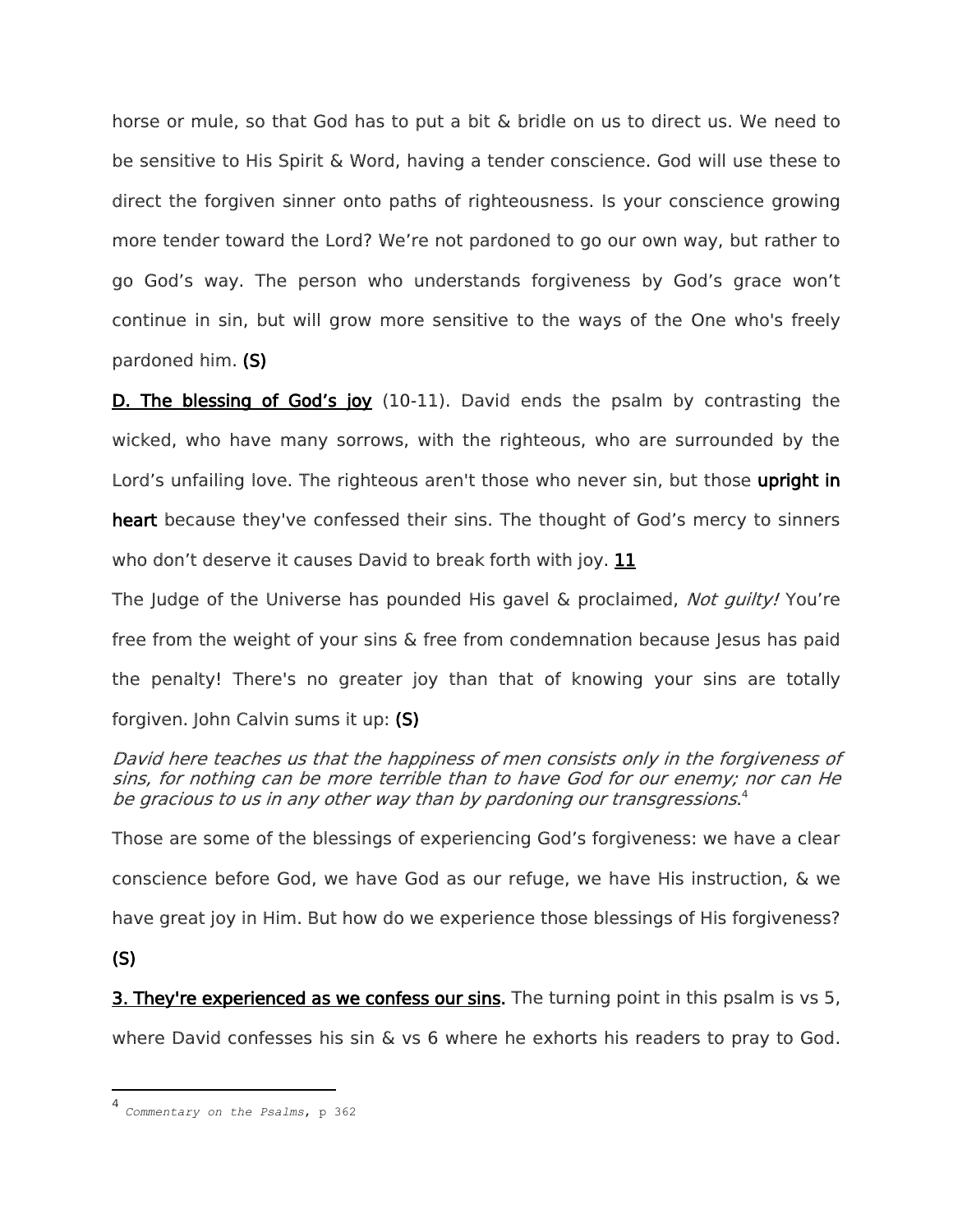horse or mule, so that God has to put a bit & bridle on us to direct us. We need to be sensitive to His Spirit & Word, having a tender conscience. God will use these to direct the forgiven sinner onto paths of righteousness. Is your conscience growing more tender toward the Lord? We're not pardoned to go our own way, but rather to go God's way. The person who understands forgiveness by God's grace won't continue in sin, but will grow more sensitive to the ways of the One who's freely pardoned him. **(S)**

**D. The blessing of God's joy** (10-11). David ends the psalm by contrasting the wicked, who have many sorrows, with the righteous, who are surrounded by the Lord's unfailing love. The righteous aren't those who never sin, but those **upright in heart** because they've confessed their sins. The thought of God's mercy to sinners who don't deserve it causes David to break forth with joy. **11**

The Judge of the Universe has pounded His gavel & proclaimed, *Not guilty!* You're free from the weight of your sins & free from condemnation because Jesus has paid the penalty! There's no greater joy than that of knowing your sins are totally forgiven. John Calvin sums it up: **(S)**

*David here teaches us that the happiness of men consists only in the forgiveness of sins, for nothing can be more terrible than to have God for our enemy; nor can He be gracious to us in any other way than by pardoning our transgressions*.[4]

Those are some of the blessings of experiencing God's forgiveness: we have a clear conscience before God, we have God as our refuge, we have His instruction, & we have great joy in Him. But how do we experience those blessings of His forgiveness? **(S)**

**3. They're experienced as we confess our sins.** The turning point in this psalm is vs 5, where David confesses his sin & vs 6 where he exhorts his readers to pray to God.

[4] *Commentary on the Psalms*, p 362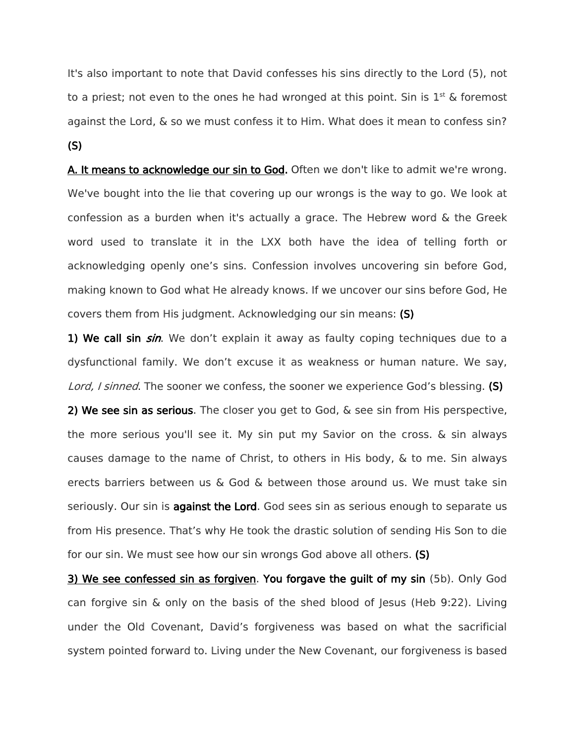It's also important to note that David confesses his sins directly to the Lord (5), not to a priest; not even to the ones he had wronged at this point. Sin is 1st & foremost against the Lord, & so we must confess it to Him. What does it mean to confess sin? **(S)**

<u>**A. It means to acknowledge our sin to God.**</u> Often we don't like to admit we're wrong. We've bought into the lie that covering up our wrongs is the way to go. We look at confession as a burden when it's actually a grace. The Hebrew word & the Greek word used to translate it in the LXX both have the idea of telling forth or acknowledging openly one's sins. Confession involves uncovering sin before God, making known to God what He already knows. If we uncover our sins before God, He covers them from His judgment. Acknowledging our sin means: **(S)**

**1) We call sin *sin***. We don't explain it away as faulty coping techniques due to a dysfunctional family. We don't excuse it as weakness or human nature. We say, *Lord, I sinned*. The sooner we confess, the sooner we experience God's blessing. **(S)**

**2) We see sin as serious**. The closer you get to God, & see sin from His perspective, the more serious you'll see it. My sin put my Savior on the cross. & sin always causes damage to the name of Christ, to others in His body, & to me. Sin always erects barriers between us & God & between those around us. We must take sin seriously. Our sin is **against the Lord**. God sees sin as serious enough to separate us from His presence. That's why He took the drastic solution of sending His Son to die for our sin. We must see how our sin wrongs God above all others. **(S)**

<u>**3) We see confessed sin as forgiven**</u>. **You forgave the guilt of my sin** (5b). Only God can forgive sin & only on the basis of the shed blood of Jesus (Heb 9:22). Living under the Old Covenant, David's forgiveness was based on what the sacrificial system pointed forward to. Living under the New Covenant, our forgiveness is based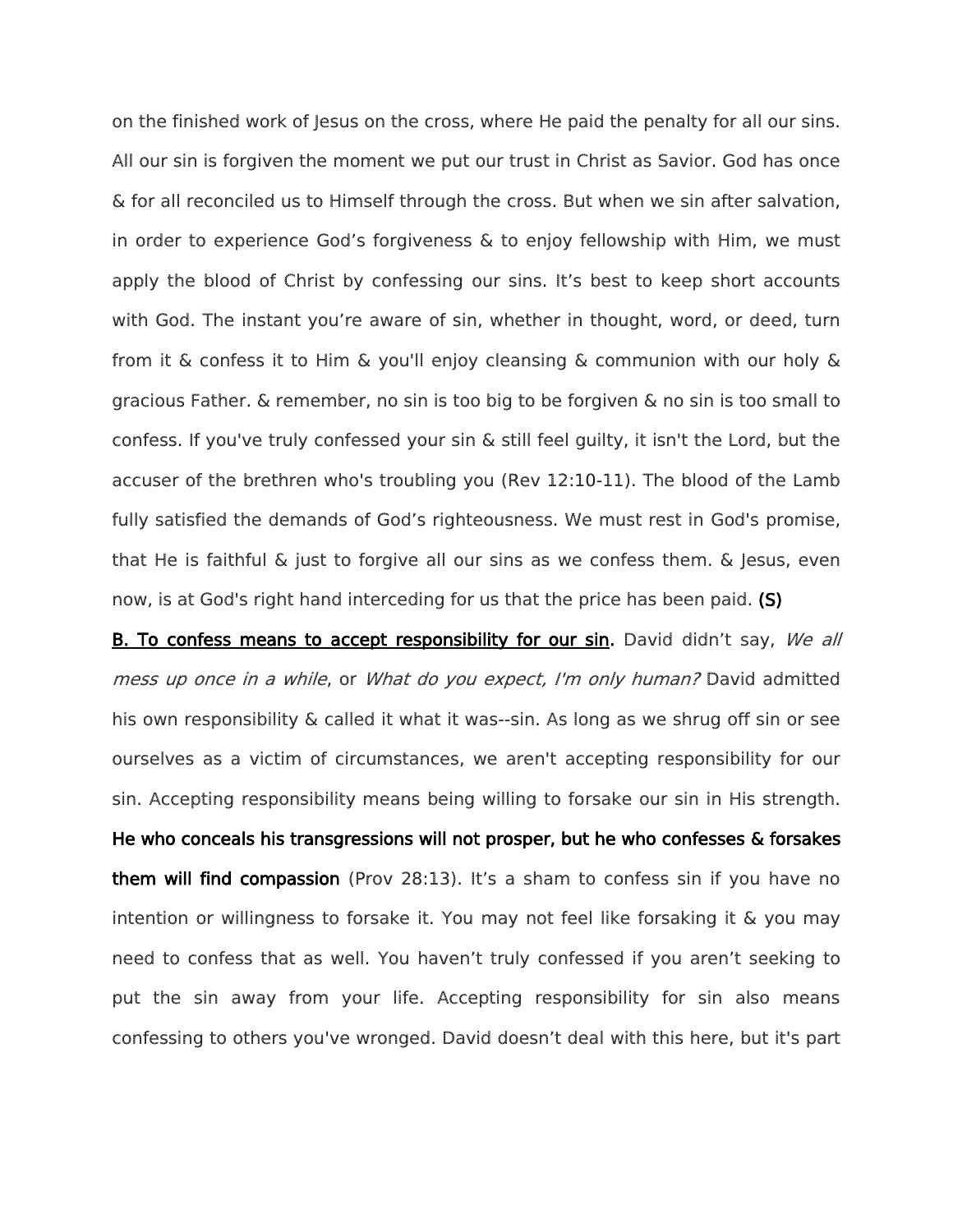on the finished work of Jesus on the cross, where He paid the penalty for all our sins. All our sin is forgiven the moment we put our trust in Christ as Savior. God has once & for all reconciled us to Himself through the cross. But when we sin after salvation, in order to experience God's forgiveness & to enjoy fellowship with Him, we must apply the blood of Christ by confessing our sins. It's best to keep short accounts with God. The instant you're aware of sin, whether in thought, word, or deed, turn from it & confess it to Him & you'll enjoy cleansing & communion with our holy & gracious Father. & remember, no sin is too big to be forgiven & no sin is too small to confess. If you've truly confessed your sin & still feel guilty, it isn't the Lord, but the accuser of the brethren who's troubling you (Rev 12:10-11). The blood of the Lamb fully satisfied the demands of God's righteousness. We must rest in God's promise, that He is faithful & just to forgive all our sins as we confess them. & Jesus, even now, is at God's right hand interceding for us that the price has been paid. **(S)**

**<u>B. To confess means to accept responsibility for our sin</u>.** David didn't say, *We all mess up once in a while*, or *What do you expect, I'm only human?* David admitted his own responsibility & called it what it was--sin. As long as we shrug off sin or see ourselves as a victim of circumstances, we aren't accepting responsibility for our sin. Accepting responsibility means being willing to forsake our sin in His strength. **He who conceals his transgressions will not prosper, but he who confesses & forsakes them will find compassion** (Prov 28:13). It's a sham to confess sin if you have no intention or willingness to forsake it. You may not feel like forsaking it & you may need to confess that as well. You haven't truly confessed if you aren't seeking to put the sin away from your life. Accepting responsibility for sin also means confessing to others you've wronged. David doesn't deal with this here, but it's part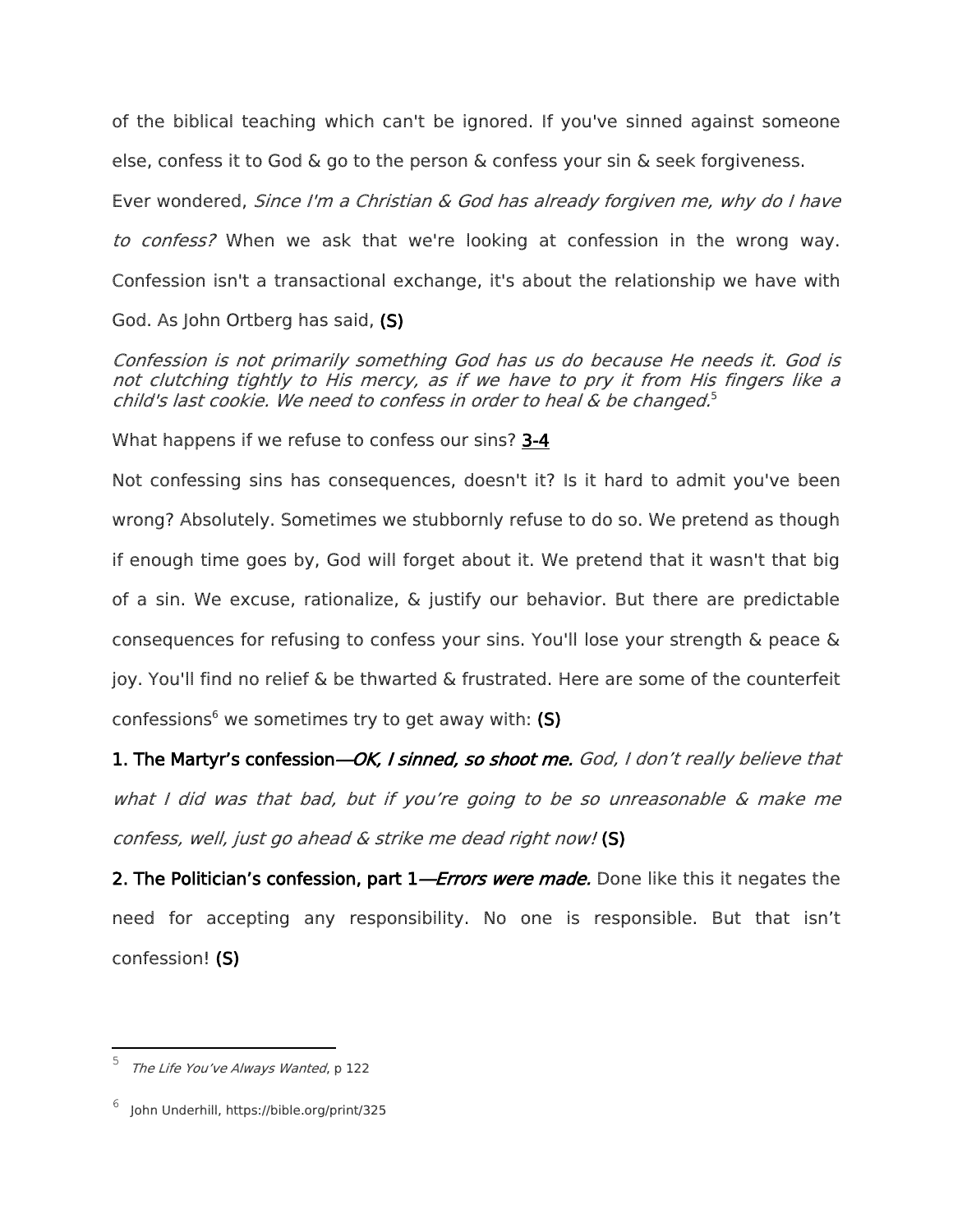of the biblical teaching which can't be ignored. If you've sinned against someone else, confess it to God & go to the person & confess your sin & seek forgiveness.

Ever wondered, *Since I'm a Christian & God has already forgiven me, why do I have to confess?* When we ask that we're looking at confession in the wrong way. Confession isn't a transactional exchange, it's about the relationship we have with God. As John Ortberg has said, **(S)**

> *Confession is not primarily something God has us do because He needs it. God is not clutching tightly to His mercy, as if we have to pry it from His fingers like a child's last cookie. We need to confess in order to heal & be changed.*[5]

What happens if we refuse to confess our sins? **3-4**

Not confessing sins has consequences, doesn't it? Is it hard to admit you've been wrong? Absolutely. Sometimes we stubbornly refuse to do so. We pretend as though if enough time goes by, God will forget about it. We pretend that it wasn't that big of a sin. We excuse, rationalize, & justify our behavior. But there are predictable consequences for refusing to confess your sins. You'll lose your strength & peace & joy. You'll find no relief & be thwarted & frustrated. Here are some of the counterfeit confessions[6] we sometimes try to get away with: **(S)**

**1. The Martyr's confession—*OK, I sinned, so shoot me.*** *God, I don't really believe that what I did was that bad, but if you're going to be so unreasonable & make me confess, well, just go ahead & strike me dead right now!* **(S)**

**2. The Politician's confession, part 1—*Errors were made.*** Done like this it negates the need for accepting any responsibility. No one is responsible. But that isn't confession! **(S)**

---

[5] *The Life You've Always Wanted*, p 122

[6] John Underhill, https://bible.org/print/325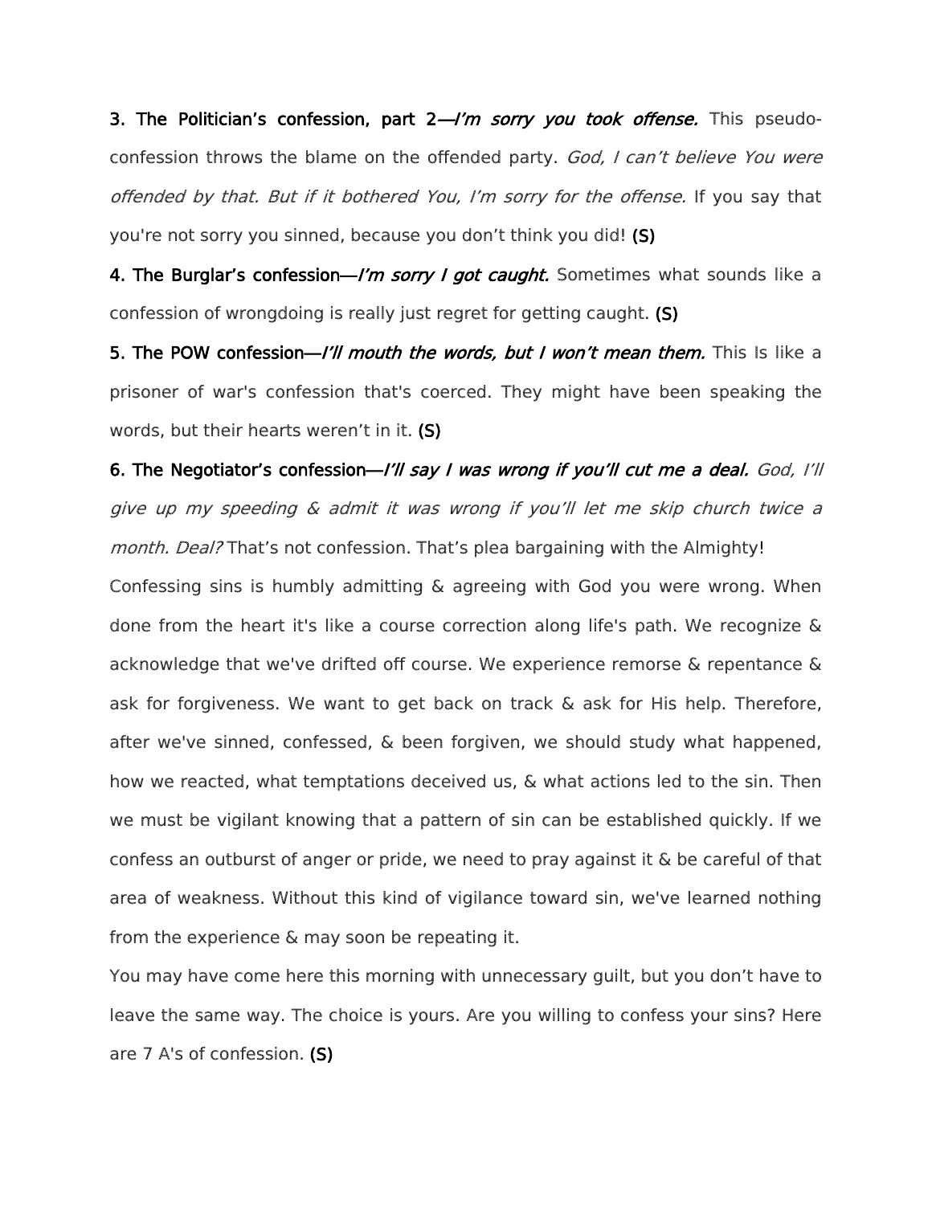**3. The Politician's confession, part 2—*I'm sorry you took offense.*** This pseudo-confession throws the blame on the offended party. *God, I can't believe You were offended by that. But if it bothered You, I'm sorry for the offense.* If you say that you're not sorry you sinned, because you don't think you did! **(S)**

**4. The Burglar's confession—*I'm sorry I got caught.*** Sometimes what sounds like a confession of wrongdoing is really just regret for getting caught. **(S)**

**5. The POW confession—*I'll mouth the words, but I won't mean them.*** This Is like a prisoner of war's confession that's coerced. They might have been speaking the words, but their hearts weren't in it. **(S)**

**6. The Negotiator's confession—*I'll say I was wrong if you'll cut me a deal.*** *God, I'll give up my speeding & admit it was wrong if you'll let me skip church twice a month. Deal?* That's not confession. That's plea bargaining with the Almighty!

Confessing sins is humbly admitting & agreeing with God you were wrong. When done from the heart it's like a course correction along life's path. We recognize & acknowledge that we've drifted off course. We experience remorse & repentance & ask for forgiveness. We want to get back on track & ask for His help. Therefore, after we've sinned, confessed, & been forgiven, we should study what happened, how we reacted, what temptations deceived us, & what actions led to the sin. Then we must be vigilant knowing that a pattern of sin can be established quickly. If we confess an outburst of anger or pride, we need to pray against it & be careful of that area of weakness. Without this kind of vigilance toward sin, we've learned nothing from the experience & may soon be repeating it.

You may have come here this morning with unnecessary guilt, but you don't have to leave the same way. The choice is yours. Are you willing to confess your sins? Here are 7 A's of confession. **(S)**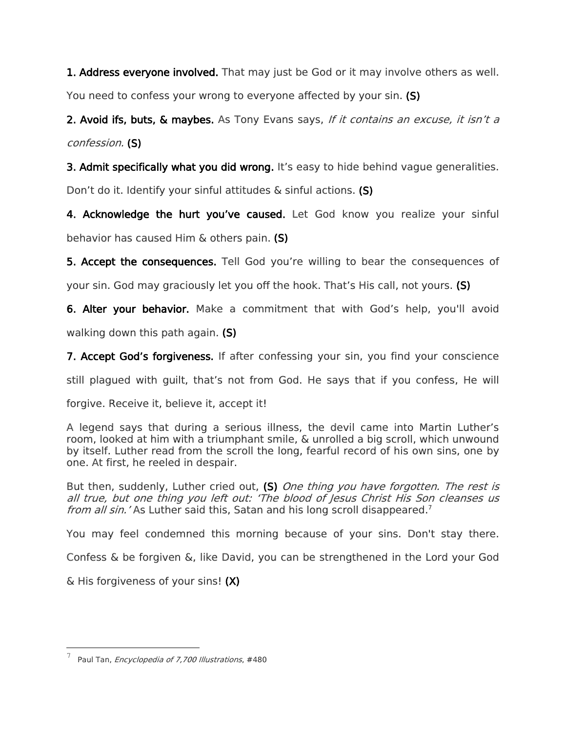**1. Address everyone involved.** That may just be God or it may involve others as well. You need to confess your wrong to everyone affected by your sin. **(S)**

**2. Avoid ifs, buts, & maybes.** As Tony Evans says, *If it contains an excuse, it isn't a confession.* **(S)**

**3. Admit specifically what you did wrong.** It's easy to hide behind vague generalities. Don't do it. Identify your sinful attitudes & sinful actions. **(S)**

**4. Acknowledge the hurt you've caused.** Let God know you realize your sinful behavior has caused Him & others pain. **(S)**

**5. Accept the consequences.** Tell God you're willing to bear the consequences of your sin. God may graciously let you off the hook. That's His call, not yours. **(S)**

**6. Alter your behavior.** Make a commitment that with God's help, you'll avoid walking down this path again. **(S)**

**7. Accept God's forgiveness.** If after confessing your sin, you find your conscience still plagued with guilt, that's not from God. He says that if you confess, He will forgive. Receive it, believe it, accept it!

A legend says that during a serious illness, the devil came into Martin Luther's room, looked at him with a triumphant smile, & unrolled a big scroll, which unwound by itself. Luther read from the scroll the long, fearful record of his own sins, one by one. At first, he reeled in despair.

But then, suddenly, Luther cried out, **(S)** *One thing you have forgotten. The rest is all true, but one thing you left out: 'The blood of Jesus Christ His Son cleanses us from all sin.'* As Luther said this, Satan and his long scroll disappeared.[7]

You may feel condemned this morning because of your sins. Don't stay there. Confess & be forgiven &, like David, you can be strengthened in the Lord your God & His forgiveness of your sins! **(X)**

---

[7] Paul Tan, *Encyclopedia of 7,700 Illustrations*, #480